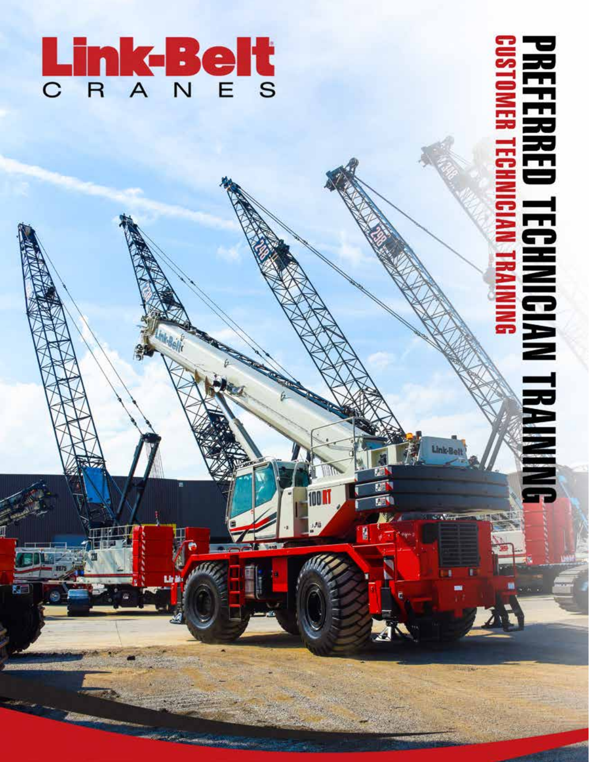# Link-Belt CRANES

# PREFERRED TECHNICIAN TRAINING

## CUSTOMER TECHNICIAN TRAINING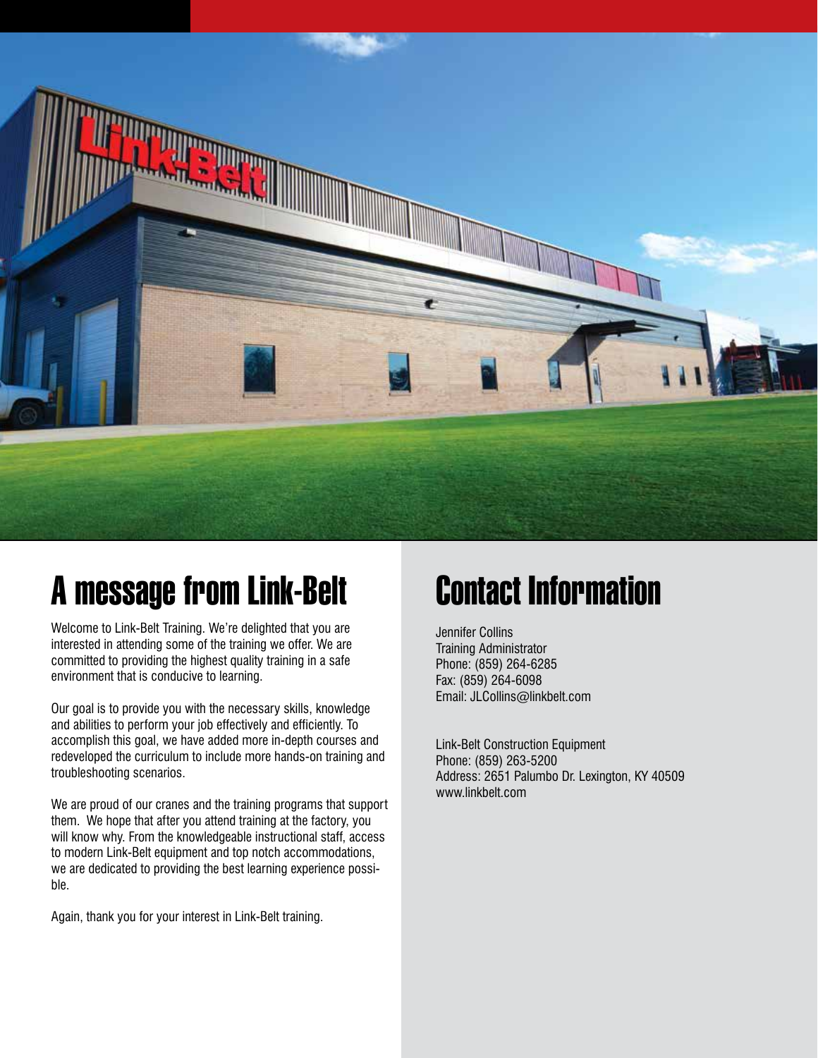## A message from Link-Belt

Welcome to Link-Belt Training. We're delighted that you are interested in attending some of the training we offer. We are committed to providing the highest quality training in a safe environment that is conducive to learning.

Our goal is to provide you with the necessary skills, knowledge and abilities to perform your job effectively and efficiently. To accomplish this goal, we have added more in-depth courses and redeveloped the curriculum to include more hands-on training and troubleshooting scenarios.

We are proud of our cranes and the training programs that support them. We hope that after you attend training at the factory, you will know why. From the knowledgeable instructional staff, access to modern Link-Belt equipment and top notch accommodations, we are dedicated to providing the best learning experience possible.

Again, thank you for your interest in Link-Belt training.

## Contact Information

Jennifer Collins
Training Administrator
Phone: (859) 264-6285
Fax: (859) 264-6098
Email: JLCollins@linkbelt.com

Link-Belt Construction Equipment
Phone: (859) 263-5200
Address: 2651 Palumbo Dr. Lexington, KY 40509
www.linkbelt.com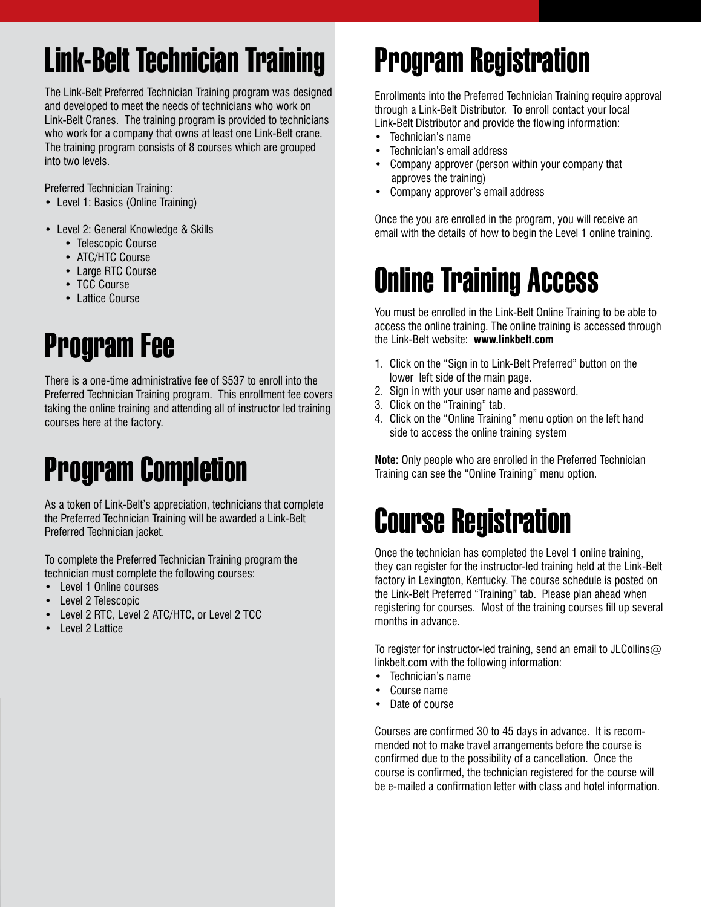# Link-Belt Technician Training

The Link-Belt Preferred Technician Training program was designed and developed to meet the needs of technicians who work on Link-Belt Cranes. The training program is provided to technicians who work for a company that owns at least one Link-Belt crane. The training program consists of 8 courses which are grouped into two levels.

Preferred Technician Training:

- Level 1: Basics (Online Training)

- Level 2: General Knowledge & Skills
  - Telescopic Course
  - ATC/HTC Course
  - Large RTC Course
  - TCC Course
  - Lattice Course

# Program Fee

There is a one-time administrative fee of $537 to enroll into the Preferred Technician Training program. This enrollment fee covers taking the online training and attending all of instructor led training courses here at the factory.

# Program Completion

As a token of Link-Belt's appreciation, technicians that complete the Preferred Technician Training will be awarded a Link-Belt Preferred Technician jacket.

To complete the Preferred Technician Training program the technician must complete the following courses:

- Level 1 Online courses
- Level 2 Telescopic
- Level 2 RTC, Level 2 ATC/HTC, or Level 2 TCC
- Level 2 Lattice

# Program Registration

Enrollments into the Preferred Technician Training require approval through a Link-Belt Distributor. To enroll contact your local Link-Belt Distributor and provide the flowing information:

- Technician's name
- Technician's email address
- Company approver (person within your company that approves the training)
- Company approver's email address

Once the you are enrolled in the program, you will receive an email with the details of how to begin the Level 1 online training.

# Online Training Access

You must be enrolled in the Link-Belt Online Training to be able to access the online training. The online training is accessed through the Link-Belt website: **www.linkbelt.com**

1. Click on the "Sign in to Link-Belt Preferred" button on the lower left side of the main page.
2. Sign in with your user name and password.
3. Click on the "Training" tab.
4. Click on the "Online Training" menu option on the left hand side to access the online training system

**Note:** Only people who are enrolled in the Preferred Technician Training can see the "Online Training" menu option.

# Course Registration

Once the technician has completed the Level 1 online training, they can register for the instructor-led training held at the Link-Belt factory in Lexington, Kentucky. The course schedule is posted on the Link-Belt Preferred "Training" tab. Please plan ahead when registering for courses. Most of the training courses fill up several months in advance.

To register for instructor-led training, send an email to JLCollins@linkbelt.com with the following information:

- Technician's name
- Course name
- Date of course

Courses are confirmed 30 to 45 days in advance. It is recommended not to make travel arrangements before the course is confirmed due to the possibility of a cancellation. Once the course is confirmed, the technician registered for the course will be e-mailed a confirmation letter with class and hotel information.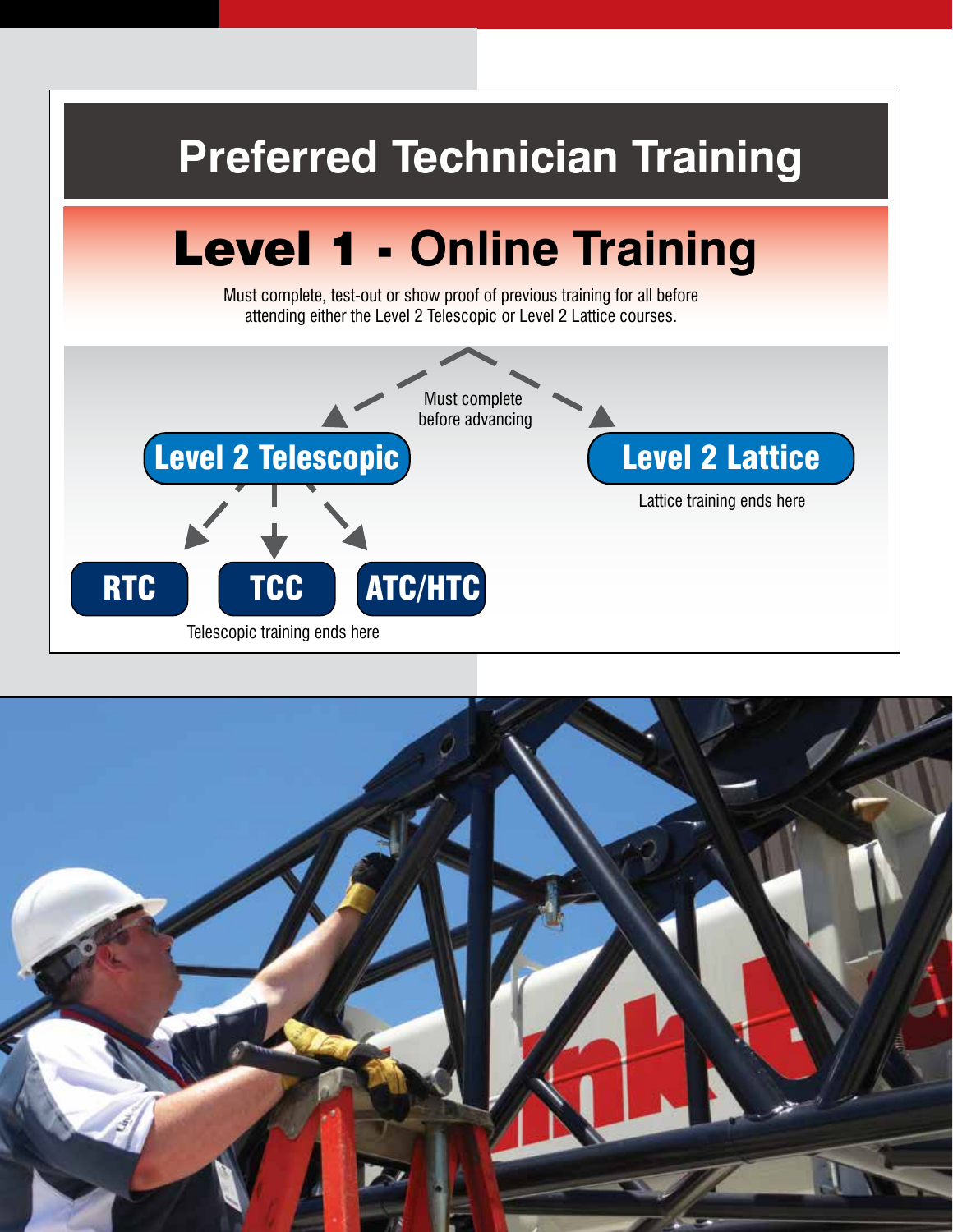# Preferred Technician Training

## Level 1 - Online Training

Must complete, test-out or show proof of previous training for all before attending either the Level 2 Telescopic or Level 2 Lattice courses.

Must complete before advancing

**Level 2 Telescopic**

**RTC**

**TCC**

**ATC/HTC**

Telescopic training ends here

**Level 2 Lattice**

Lattice training ends here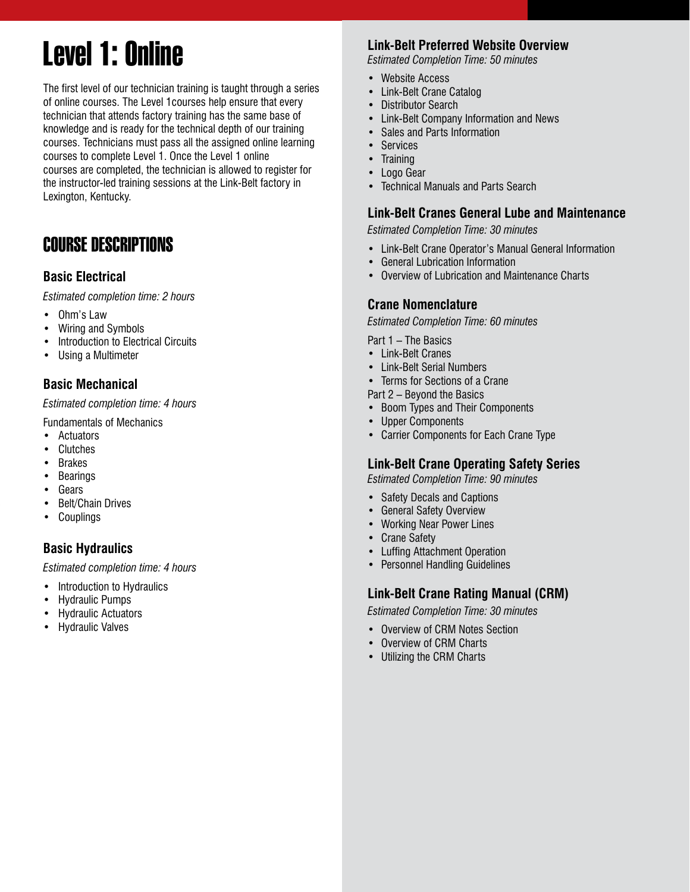# Level 1: Online

The first level of our technician training is taught through a series of online courses. The Level 1courses help ensure that every technician that attends factory training has the same base of knowledge and is ready for the technical depth of our training courses. Technicians must pass all the assigned online learning courses to complete Level 1. Once the Level 1 online courses are completed, the technician is allowed to register for the instructor-led training sessions at the Link-Belt factory in Lexington, Kentucky.

## COURSE DESCRIPTIONS

### Basic Electrical

*Estimated completion time: 2 hours*

- Ohm's Law
- Wiring and Symbols
- Introduction to Electrical Circuits
- Using a Multimeter

### Basic Mechanical

*Estimated completion time: 4 hours*

Fundamentals of Mechanics

- Actuators
- Clutches
- Brakes
- Bearings
- Gears
- Belt/Chain Drives
- Couplings

### Basic Hydraulics

*Estimated completion time: 4 hours*

- Introduction to Hydraulics
- Hydraulic Pumps
- Hydraulic Actuators
- Hydraulic Valves

### Link-Belt Preferred Website Overview

*Estimated Completion Time: 50 minutes*

- Website Access
- Link-Belt Crane Catalog
- Distributor Search
- Link-Belt Company Information and News
- Sales and Parts Information
- Services
- Training
- Logo Gear
- Technical Manuals and Parts Search

### Link-Belt Cranes General Lube and Maintenance

*Estimated Completion Time: 30 minutes*

- Link-Belt Crane Operator's Manual General Information
- General Lubrication Information
- Overview of Lubrication and Maintenance Charts

### Crane Nomenclature

*Estimated Completion Time: 60 minutes*

Part 1 – The Basics

- Link-Belt Cranes
- Link-Belt Serial Numbers
- Terms for Sections of a Crane

Part 2 – Beyond the Basics

- Boom Types and Their Components
- Upper Components
- Carrier Components for Each Crane Type

### Link-Belt Crane Operating Safety Series

*Estimated Completion Time: 90 minutes*

- Safety Decals and Captions
- General Safety Overview
- Working Near Power Lines
- Crane Safety
- Luffing Attachment Operation
- Personnel Handling Guidelines

### Link-Belt Crane Rating Manual (CRM)

*Estimated Completion Time: 30 minutes*

- Overview of CRM Notes Section
- Overview of CRM Charts
- Utilizing the CRM Charts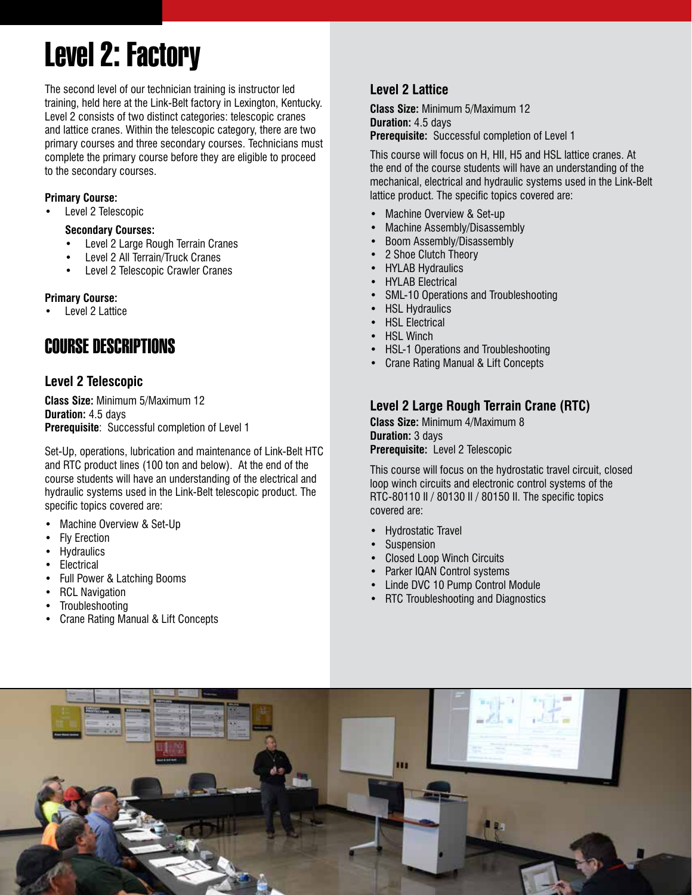# Level 2: Factory

The second level of our technician training is instructor led training, held here at the Link-Belt factory in Lexington, Kentucky. Level 2 consists of two distinct categories: telescopic cranes and lattice cranes. Within the telescopic category, there are two primary courses and three secondary courses. Technicians must complete the primary course before they are eligible to proceed to the secondary courses.

**Primary Course:**

- Level 2 Telescopic

  **Secondary Courses:**

  - Level 2 Large Rough Terrain Cranes
  - Level 2 All Terrain/Truck Cranes
  - Level 2 Telescopic Crawler Cranes

**Primary Course:**

- Level 2 Lattice

## COURSE DESCRIPTIONS

### Level 2 Telescopic

**Class Size:** Minimum 5/Maximum 12
**Duration:** 4.5 days
**Prerequisite**: Successful completion of Level 1

Set-Up, operations, lubrication and maintenance of Link-Belt HTC and RTC product lines (100 ton and below). At the end of the course students will have an understanding of the electrical and hydraulic systems used in the Link-Belt telescopic product. The specific topics covered are:

- Machine Overview & Set-Up
- Fly Erection
- Hydraulics
- Electrical
- Full Power & Latching Booms
- RCL Navigation
- Troubleshooting
- Crane Rating Manual & Lift Concepts

### Level 2 Lattice

**Class Size:** Minimum 5/Maximum 12
**Duration:** 4.5 days
**Prerequisite:** Successful completion of Level 1

This course will focus on H, HII, H5 and HSL lattice cranes. At the end of the course students will have an understanding of the mechanical, electrical and hydraulic systems used in the Link-Belt lattice product. The specific topics covered are:

- Machine Overview & Set-up
- Machine Assembly/Disassembly
- Boom Assembly/Disassembly
- 2 Shoe Clutch Theory
- HYLAB Hydraulics
- HYLAB Electrical
- SML-10 Operations and Troubleshooting
- HSL Hydraulics
- HSL Electrical
- HSL Winch
- HSL-1 Operations and Troubleshooting
- Crane Rating Manual & Lift Concepts

### Level 2 Large Rough Terrain Crane (RTC)

**Class Size:** Minimum 4/Maximum 8
**Duration:** 3 days
**Prerequisite:** Level 2 Telescopic

This course will focus on the hydrostatic travel circuit, closed loop winch circuits and electronic control systems of the RTC-80110 II / 80130 II / 80150 II. The specific topics covered are:

- Hydrostatic Travel
- Suspension
- Closed Loop Winch Circuits
- Parker IQAN Control systems
- Linde DVC 10 Pump Control Module
- RTC Troubleshooting and Diagnostics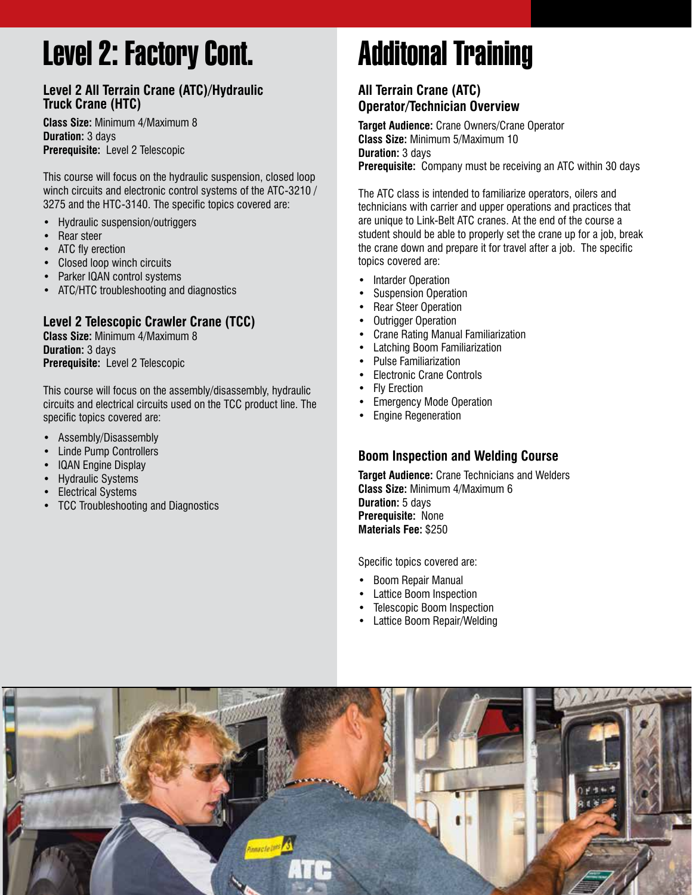# Level 2: Factory Cont.

### Level 2 All Terrain Crane (ATC)/Hydraulic Truck Crane (HTC)

**Class Size:** Minimum 4/Maximum 8
**Duration:** 3 days
**Prerequisite:** Level 2 Telescopic

This course will focus on the hydraulic suspension, closed loop winch circuits and electronic control systems of the ATC-3210 / 3275 and the HTC-3140. The specific topics covered are:

- Hydraulic suspension/outriggers
- Rear steer
- ATC fly erection
- Closed loop winch circuits
- Parker IQAN control systems
- ATC/HTC troubleshooting and diagnostics

### Level 2 Telescopic Crawler Crane (TCC)

**Class Size:** Minimum 4/Maximum 8
**Duration:** 3 days
**Prerequisite:** Level 2 Telescopic

This course will focus on the assembly/disassembly, hydraulic circuits and electrical circuits used on the TCC product line. The specific topics covered are:

- Assembly/Disassembly
- Linde Pump Controllers
- IQAN Engine Display
- Hydraulic Systems
- Electrical Systems
- TCC Troubleshooting and Diagnostics

# Additonal Training

### All Terrain Crane (ATC) Operator/Technician Overview

**Target Audience:** Crane Owners/Crane Operator
**Class Size:** Minimum 5/Maximum 10
**Duration:** 3 days
**Prerequisite:** Company must be receiving an ATC within 30 days

The ATC class is intended to familiarize operators, oilers and technicians with carrier and upper operations and practices that are unique to Link-Belt ATC cranes. At the end of the course a student should be able to properly set the crane up for a job, break the crane down and prepare it for travel after a job. The specific topics covered are:

- Intarder Operation
- Suspension Operation
- Rear Steer Operation
- Outrigger Operation
- Crane Rating Manual Familiarization
- Latching Boom Familiarization
- Pulse Familiarization
- Electronic Crane Controls
- Fly Erection
- Emergency Mode Operation
- Engine Regeneration

### Boom Inspection and Welding Course

**Target Audience:** Crane Technicians and Welders
**Class Size:** Minimum 4/Maximum 6
**Duration:** 5 days
**Prerequisite:** None
**Materials Fee:** $250

Specific topics covered are:

- Boom Repair Manual
- Lattice Boom Inspection
- Telescopic Boom Inspection
- Lattice Boom Repair/Welding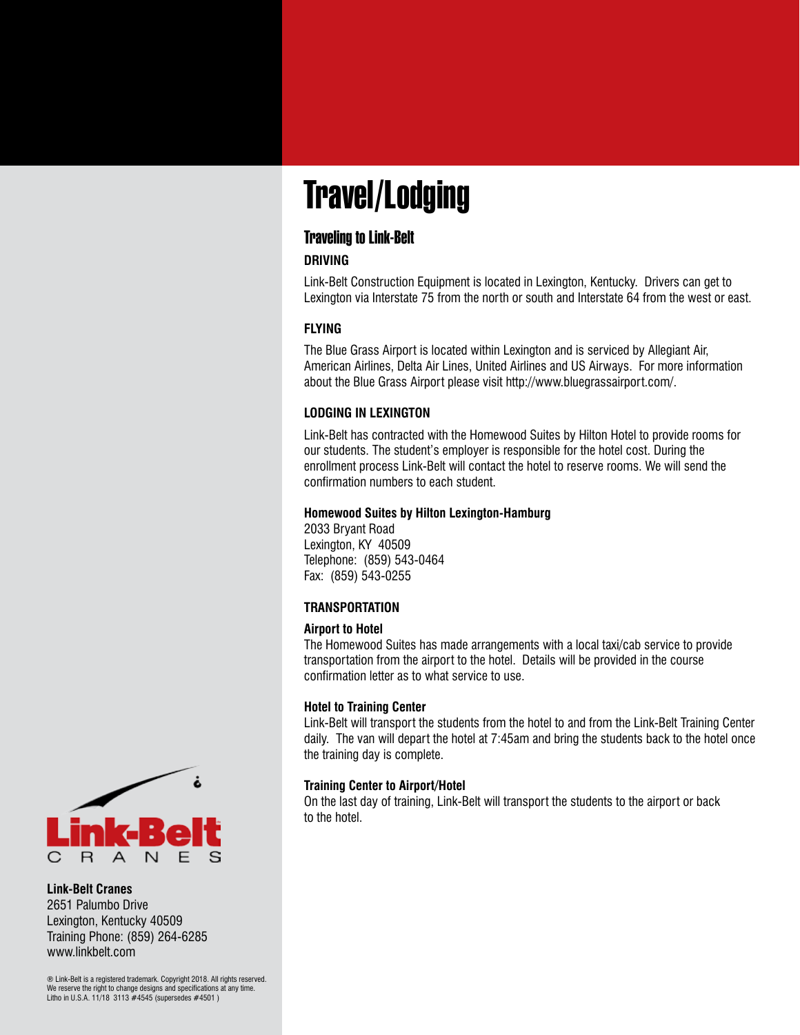# Travel/Lodging

## Traveling to Link-Belt

### DRIVING

Link-Belt Construction Equipment is located in Lexington, Kentucky. Drivers can get to Lexington via Interstate 75 from the north or south and Interstate 64 from the west or east.

### FLYING

The Blue Grass Airport is located within Lexington and is serviced by Allegiant Air, American Airlines, Delta Air Lines, United Airlines and US Airways. For more information about the Blue Grass Airport please visit http://www.bluegrassairport.com/.

### LODGING IN LEXINGTON

Link-Belt has contracted with the Homewood Suites by Hilton Hotel to provide rooms for our students. The student's employer is responsible for the hotel cost. During the enrollment process Link-Belt will contact the hotel to reserve rooms. We will send the confirmation numbers to each student.

**Homewood Suites by Hilton Lexington-Hamburg**
2033 Bryant Road
Lexington, KY 40509
Telephone: (859) 543-0464
Fax: (859) 543-0255

### TRANSPORTATION

**Airport to Hotel**
The Homewood Suites has made arrangements with a local taxi/cab service to provide transportation from the airport to the hotel. Details will be provided in the course confirmation letter as to what service to use.

**Hotel to Training Center**
Link-Belt will transport the students from the hotel to and from the Link-Belt Training Center daily. The van will depart the hotel at 7:45am and bring the students back to the hotel once the training day is complete.

**Training Center to Airport/Hotel**
On the last day of training, Link-Belt will transport the students to the airport or back to the hotel.

Link-Belt CRANES

**Link-Belt Cranes**
2651 Palumbo Drive
Lexington, Kentucky 40509
Training Phone: (859) 264-6285
www.linkbelt.com

® Link-Belt is a registered trademark. Copyright 2018. All rights reserved.
We reserve the right to change designs and specifications at any time.
Litho in U.S.A. 11/18 3113 #4545 (supersedes #4501 )